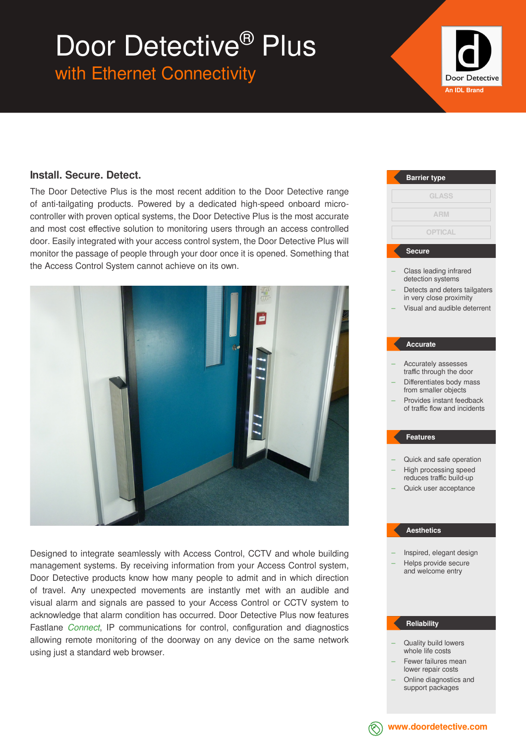# Door Detective® Plus

## with Ethernet Connectivity

Door Detective
An IDL Brand

### Install. Secure. Detect.

The Door Detective Plus is the most recent addition to the Door Detective range of anti-tailgating products. Powered by a dedicated high-speed onboard micro-controller with proven optical systems, the Door Detective Plus is the most accurate and most cost effective solution to monitoring users through an access controlled door. Easily integrated with your access control system, the Door Detective Plus will monitor the passage of people through your door once it is opened. Something that the Access Control System cannot achieve on its own.

Designed to integrate seamlessly with Access Control, CCTV and whole building management systems. By receiving information from your Access Control system, Door Detective products know how many people to admit and in which direction of travel. Any unexpected movements are instantly met with an audible and visual alarm and signals are passed to your Access Control or CCTV system to acknowledge that alarm condition has occurred. Door Detective Plus now features Fastlane *Connect*, IP communications for control, configuration and diagnostics allowing remote monitoring of the doorway on any device on the same network using just a standard web browser.

#### Barrier type

- GLASS
- ARM
- OPTICAL

#### Secure

- Class leading infrared detection systems
- Detects and deters tailgaters in very close proximity
- Visual and audible deterrent

#### Accurate

- Accurately assesses traffic through the door
- Differentiates body mass from smaller objects
- Provides instant feedback of traffic flow and incidents

#### Features

- Quick and safe operation
- High processing speed reduces traffic build-up
- Quick user acceptance

#### Aesthetics

- Inspired, elegant design
- Helps provide secure and welcome entry

#### Reliability

- Quality build lowers whole life costs
- Fewer failures mean lower repair costs
- Online diagnostics and support packages

www.doordetective.com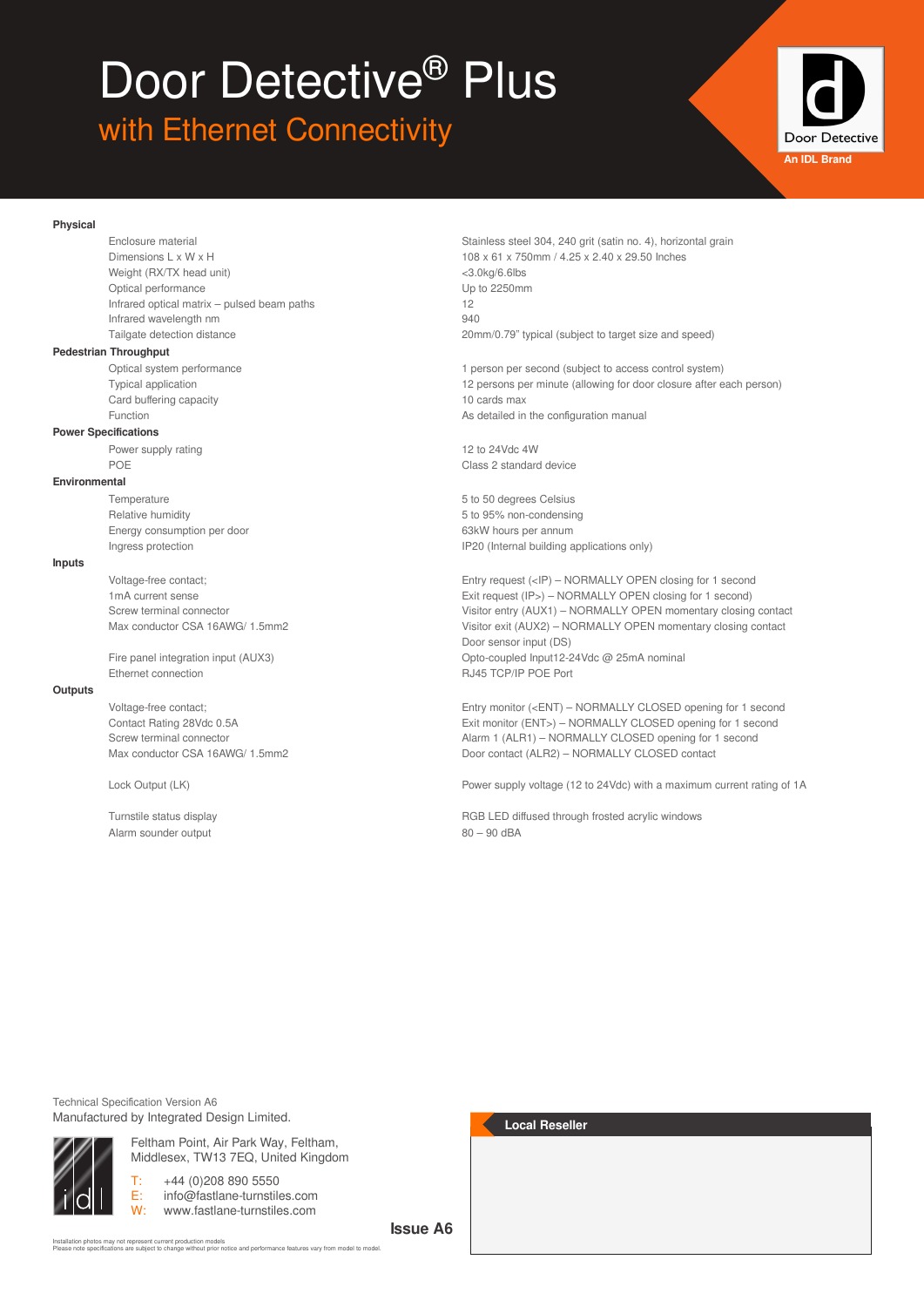# Door Detective® Plus

## with Ethernet Connectivity

Door Detective
An IDL Brand

### Physical

| | |
|---|---|
| Enclosure material | Stainless steel 304, 240 grit (satin no. 4), horizontal grain |
| Dimensions L x W x H | 108 x 61 x 750mm / 4.25 x 2.40 x 29.50 Inches |
| Weight (RX/TX head unit) | <3.0kg/6.6lbs |
| Optical performance | Up to 2250mm |
| Infrared optical matrix – pulsed beam paths | 12 |
| Infrared wavelength nm | 940 |
| Tailgate detection distance | 20mm/0.79" typical (subject to target size and speed) |

### Pedestrian Throughput

| | |
|---|---|
| Optical system performance | 1 person per second (subject to access control system) |
| Typical application | 12 persons per minute (allowing for door closure after each person) |
| Card buffering capacity | 10 cards max |
| Function | As detailed in the configuration manual |

### Power Specifications

| | |
|---|---|
| Power supply rating | 12 to 24Vdc 4W |
| POE | Class 2 standard device |

### Environmental

| | |
|---|---|
| Temperature | 5 to 50 degrees Celsius |
| Relative humidity | 5 to 95% non-condensing |
| Energy consumption per door | 63kW hours per annum |
| Ingress protection | IP20 (Internal building applications only) |

### Inputs

| | |
|---|---|
| Voltage-free contact; | Entry request (<IP) – NORMALLY OPEN closing for 1 second |
| 1mA current sense | Exit request (IP>) – NORMALLY OPEN closing for 1 second) |
| Screw terminal connector | Visitor entry (AUX1) – NORMALLY OPEN momentary closing contact |
| Max conductor CSA 16AWG/ 1.5mm2 | Visitor exit (AUX2) – NORMALLY OPEN momentary closing contact |
| | Door sensor input (DS) |
| Fire panel integration input (AUX3) | Opto-coupled Input12-24Vdc @ 25mA nominal |
| Ethernet connection | RJ45 TCP/IP POE Port |

### Outputs

| | |
|---|---|
| Voltage-free contact; | Entry monitor (<ENT) – NORMALLY CLOSED opening for 1 second |
| Contact Rating 28Vdc 0.5A | Exit monitor (ENT>) – NORMALLY CLOSED opening for 1 second |
| Screw terminal connector | Alarm 1 (ALR1) – NORMALLY CLOSED opening for 1 second |
| Max conductor CSA 16AWG/ 1.5mm2 | Door contact (ALR2) – NORMALLY CLOSED contact |
| Lock Output (LK) | Power supply voltage (12 to 24Vdc) with a maximum current rating of 1A |
| Turnstile status display | RGB LED diffused through frosted acrylic windows |
| Alarm sounder output | 80 – 90 dBA |

Technical Specification Version A6
Manufactured by Integrated Design Limited.

Feltham Point, Air Park Way, Feltham,
Middlesex, TW13 7EQ, United Kingdom

T: +44 (0)208 890 5550
E: info@fastlane-turnstiles.com
W: www.fastlane-turnstiles.com

**Issue A6**

**Local Reseller**

Installation photos may not represent current production models
Please note specifications are subject to change without prior notice and performance features vary from model to model.